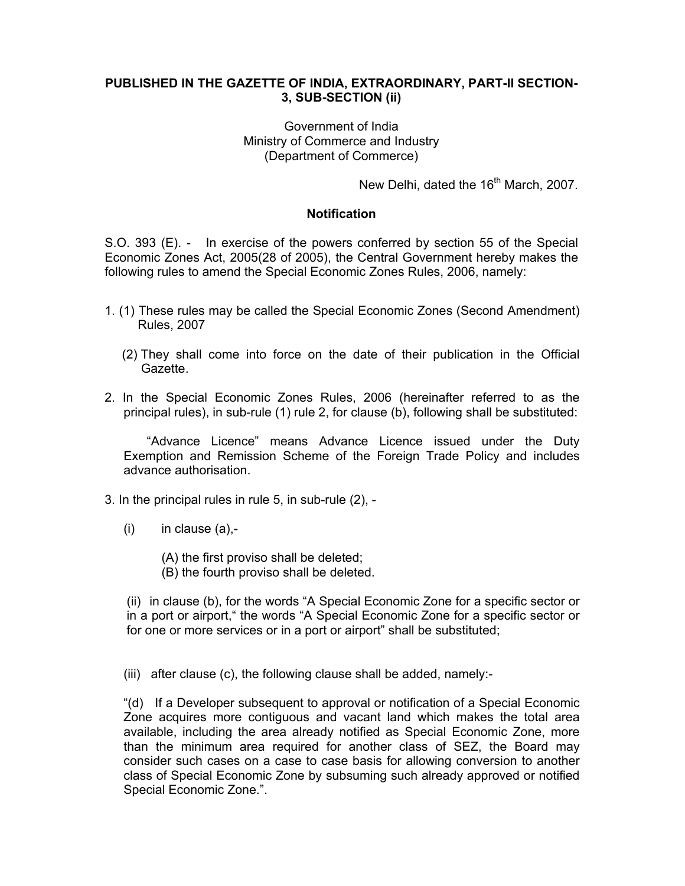**PUBLISHED IN THE GAZETTE OF INDIA, EXTRAORDINARY, PART-II SECTION-3, SUB-SECTION (ii)**

Government of India
Ministry of Commerce and Industry
(Department of Commerce)

New Delhi, dated the 16th March, 2007.

**Notification**

S.O. 393 (E). - In exercise of the powers conferred by section 55 of the Special Economic Zones Act, 2005(28 of 2005), the Central Government hereby makes the following rules to amend the Special Economic Zones Rules, 2006, namely:

1. (1) These rules may be called the Special Economic Zones (Second Amendment) Rules, 2007

   (2) They shall come into force on the date of their publication in the Official Gazette.

2. In the Special Economic Zones Rules, 2006 (hereinafter referred to as the principal rules), in sub-rule (1) rule 2, for clause (b), following shall be substituted:

   "Advance Licence" means Advance Licence issued under the Duty Exemption and Remission Scheme of the Foreign Trade Policy and includes advance authorisation.

3. In the principal rules in rule 5, in sub-rule (2), -

   (i) in clause (a),-

      (A) the first proviso shall be deleted;
      (B) the fourth proviso shall be deleted.

   (ii) in clause (b), for the words "A Special Economic Zone for a specific sector or in a port or airport," the words "A Special Economic Zone for a specific sector or for one or more services or in a port or airport" shall be substituted;

   (iii) after clause (c), the following clause shall be added, namely:-

   "(d) If a Developer subsequent to approval or notification of a Special Economic Zone acquires more contiguous and vacant land which makes the total area available, including the area already notified as Special Economic Zone, more than the minimum area required for another class of SEZ, the Board may consider such cases on a case to case basis for allowing conversion to another class of Special Economic Zone by subsuming such already approved or notified Special Economic Zone.".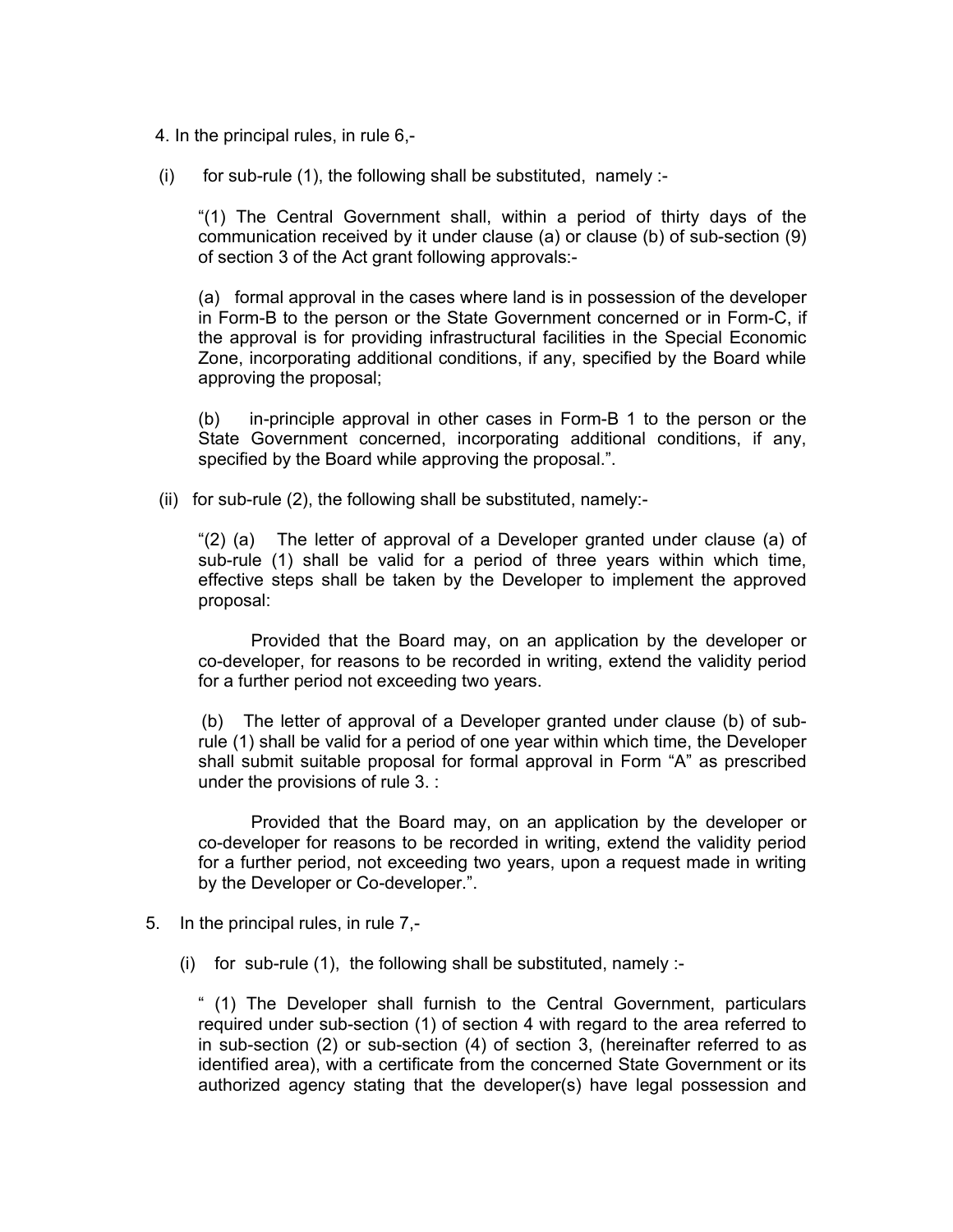4. In the principal rules, in rule 6,-

(i) for sub-rule (1), the following shall be substituted, namely :-

"(1) The Central Government shall, within a period of thirty days of the communication received by it under clause (a) or clause (b) of sub-section (9) of section 3 of the Act grant following approvals:-

(a) formal approval in the cases where land is in possession of the developer in Form-B to the person or the State Government concerned or in Form-C, if the approval is for providing infrastructural facilities in the Special Economic Zone, incorporating additional conditions, if any, specified by the Board while approving the proposal;

(b) in-principle approval in other cases in Form-B 1 to the person or the State Government concerned, incorporating additional conditions, if any, specified by the Board while approving the proposal.".

(ii) for sub-rule (2), the following shall be substituted, namely:-

"(2) (a) The letter of approval of a Developer granted under clause (a) of sub-rule (1) shall be valid for a period of three years within which time, effective steps shall be taken by the Developer to implement the approved proposal:

Provided that the Board may, on an application by the developer or co-developer, for reasons to be recorded in writing, extend the validity period for a further period not exceeding two years.

(b) The letter of approval of a Developer granted under clause (b) of sub-rule (1) shall be valid for a period of one year within which time, the Developer shall submit suitable proposal for formal approval in Form "A" as prescribed under the provisions of rule 3. :

Provided that the Board may, on an application by the developer or co-developer for reasons to be recorded in writing, extend the validity period for a further period, not exceeding two years, upon a request made in writing by the Developer or Co-developer.".

5. In the principal rules, in rule 7,-

(i) for sub-rule (1), the following shall be substituted, namely :-

" (1) The Developer shall furnish to the Central Government, particulars required under sub-section (1) of section 4 with regard to the area referred to in sub-section (2) or sub-section (4) of section 3, (hereinafter referred to as identified area), with a certificate from the concerned State Government or its authorized agency stating that the developer(s) have legal possession and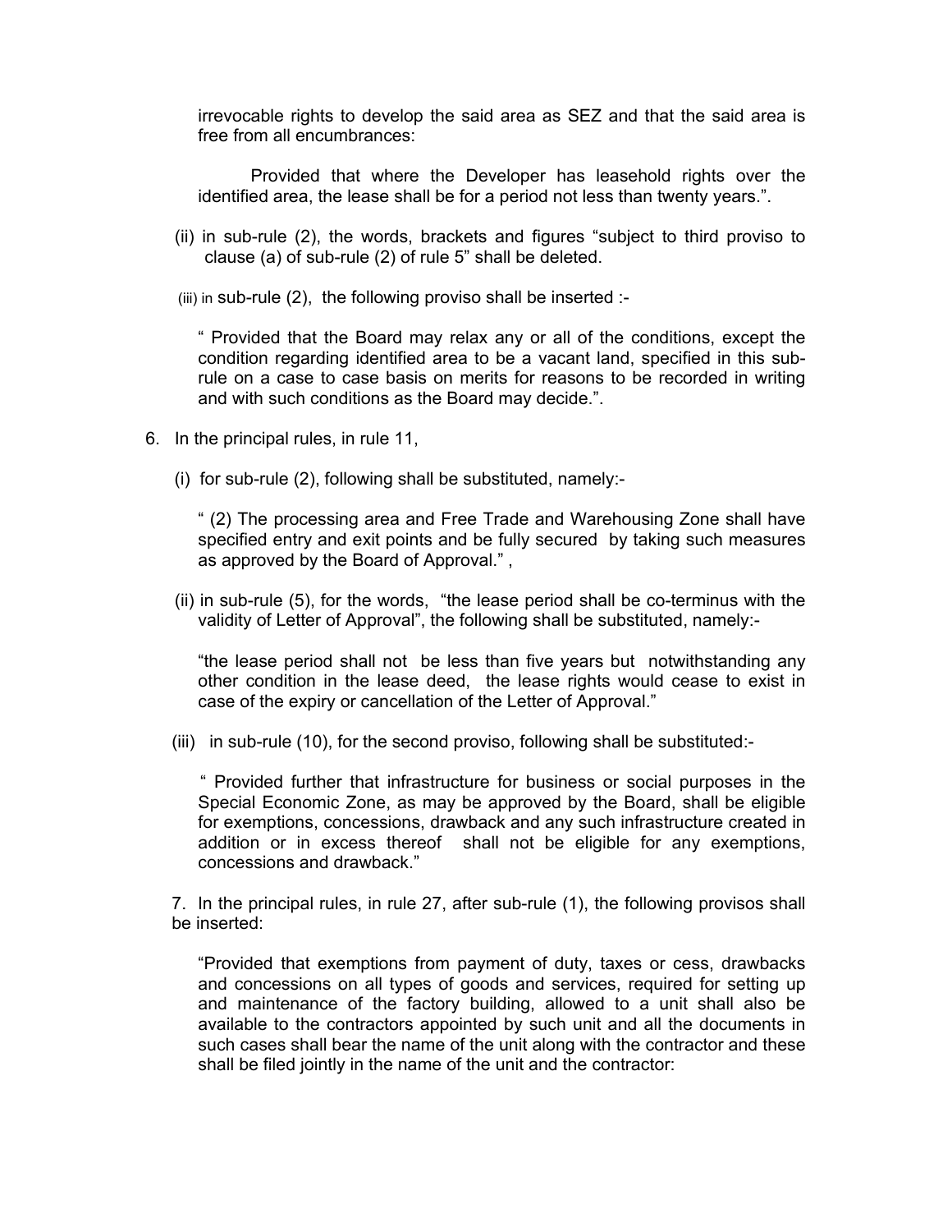irrevocable rights to develop the said area as SEZ and that the said area is free from all encumbrances:

Provided that where the Developer has leasehold rights over the identified area, the lease shall be for a period not less than twenty years.".

(ii) in sub-rule (2), the words, brackets and figures "subject to third proviso to clause (a) of sub-rule (2) of rule 5" shall be deleted.

(iii) in sub-rule (2), the following proviso shall be inserted :-

" Provided that the Board may relax any or all of the conditions, except the condition regarding identified area to be a vacant land, specified in this sub-rule on a case to case basis on merits for reasons to be recorded in writing and with such conditions as the Board may decide.".

6. In the principal rules, in rule 11,

(i) for sub-rule (2), following shall be substituted, namely:-

" (2) The processing area and Free Trade and Warehousing Zone shall have specified entry and exit points and be fully secured by taking such measures as approved by the Board of Approval." ,

(ii) in sub-rule (5), for the words, "the lease period shall be co-terminus with the validity of Letter of Approval", the following shall be substituted, namely:-

"the lease period shall not be less than five years but notwithstanding any other condition in the lease deed, the lease rights would cease to exist in case of the expiry or cancellation of the Letter of Approval."

(iii) in sub-rule (10), for the second proviso, following shall be substituted:-

" Provided further that infrastructure for business or social purposes in the Special Economic Zone, as may be approved by the Board, shall be eligible for exemptions, concessions, drawback and any such infrastructure created in addition or in excess thereof shall not be eligible for any exemptions, concessions and drawback."

7. In the principal rules, in rule 27, after sub-rule (1), the following provisos shall be inserted:

"Provided that exemptions from payment of duty, taxes or cess, drawbacks and concessions on all types of goods and services, required for setting up and maintenance of the factory building, allowed to a unit shall also be available to the contractors appointed by such unit and all the documents in such cases shall bear the name of the unit along with the contractor and these shall be filed jointly in the name of the unit and the contractor: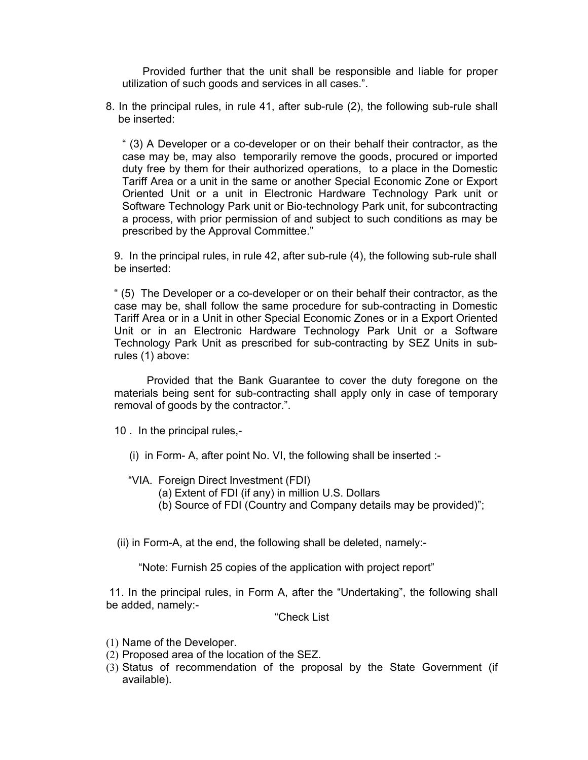Provided further that the unit shall be responsible and liable for proper utilization of such goods and services in all cases.".

8. In the principal rules, in rule 41, after sub-rule (2), the following sub-rule shall be inserted:

" (3) A Developer or a co-developer or on their behalf their contractor, as the case may be, may also temporarily remove the goods, procured or imported duty free by them for their authorized operations, to a place in the Domestic Tariff Area or a unit in the same or another Special Economic Zone or Export Oriented Unit or a unit in Electronic Hardware Technology Park unit or Software Technology Park unit or Bio-technology Park unit, for subcontracting a process, with prior permission of and subject to such conditions as may be prescribed by the Approval Committee."

9. In the principal rules, in rule 42, after sub-rule (4), the following sub-rule shall be inserted:

" (5) The Developer or a co-developer or on their behalf their contractor, as the case may be, shall follow the same procedure for sub-contracting in Domestic Tariff Area or in a Unit in other Special Economic Zones or in a Export Oriented Unit or in an Electronic Hardware Technology Park Unit or a Software Technology Park Unit as prescribed for sub-contracting by SEZ Units in sub-rules (1) above:

Provided that the Bank Guarantee to cover the duty foregone on the materials being sent for sub-contracting shall apply only in case of temporary removal of goods by the contractor.".

10 . In the principal rules,-

(i) in Form- A, after point No. VI, the following shall be inserted :-

"VIA. Foreign Direct Investment (FDI)
(a) Extent of FDI (if any) in million U.S. Dollars
(b) Source of FDI (Country and Company details may be provided)";

(ii) in Form-A, at the end, the following shall be deleted, namely:-

"Note: Furnish 25 copies of the application with project report"

11. In the principal rules, in Form A, after the "Undertaking", the following shall be added, namely:-

"Check List

(1) Name of the Developer.
(2) Proposed area of the location of the SEZ.
(3) Status of recommendation of the proposal by the State Government (if available).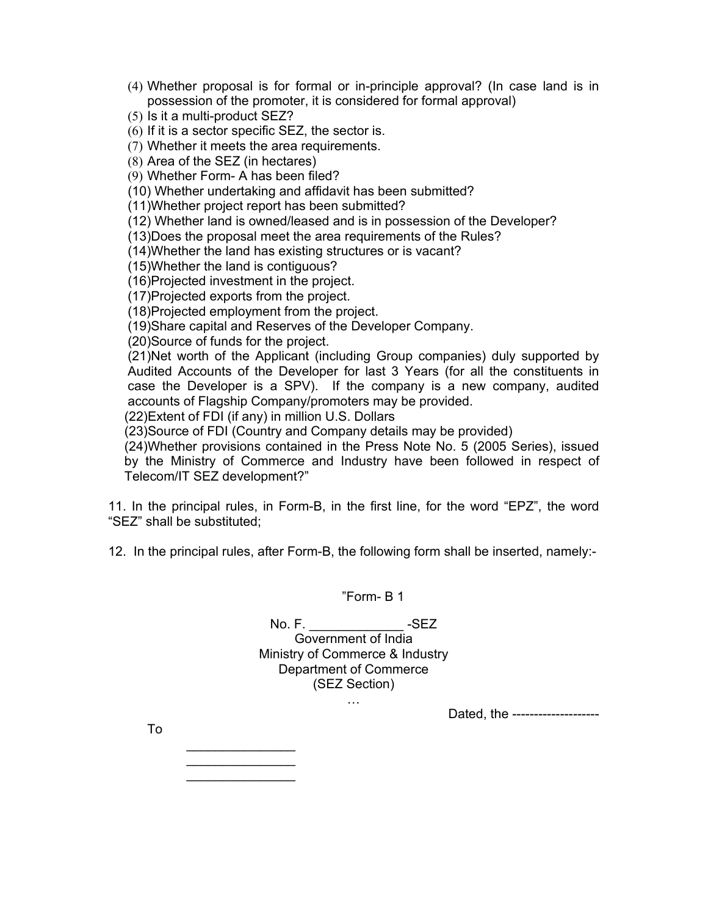(4) Whether proposal is for formal or in-principle approval? (In case land is in possession of the promoter, it is considered for formal approval)
(5) Is it a multi-product SEZ?
(6) If it is a sector specific SEZ, the sector is.
(7) Whether it meets the area requirements.
(8) Area of the SEZ (in hectares)
(9) Whether Form- A has been filed?
(10) Whether undertaking and affidavit has been submitted?
(11)Whether project report has been submitted?
(12) Whether land is owned/leased and is in possession of the Developer?
(13)Does the proposal meet the area requirements of the Rules?
(14)Whether the land has existing structures or is vacant?
(15)Whether the land is contiguous?
(16)Projected investment in the project.
(17)Projected exports from the project.
(18)Projected employment from the project.
(19)Share capital and Reserves of the Developer Company.
(20)Source of funds for the project.
(21)Net worth of the Applicant (including Group companies) duly supported by Audited Accounts of the Developer for last 3 Years (for all the constituents in case the Developer is a SPV). If the company is a new company, audited accounts of Flagship Company/promoters may be provided.
(22)Extent of FDI (if any) in million U.S. Dollars
(23)Source of FDI (Country and Company details may be provided)
(24)Whether provisions contained in the Press Note No. 5 (2005 Series), issued by the Ministry of Commerce and Industry have been followed in respect of Telecom/IT SEZ development?"

11. In the principal rules, in Form-B, in the first line, for the word "EPZ", the word "SEZ" shall be substituted;

12. In the principal rules, after Form-B, the following form shall be inserted, namely:-

"Form- B 1

No. F. _____________ -SEZ
Government of India
Ministry of Commerce & Industry
Department of Commerce
(SEZ Section)
…

Dated, the --------------------

To

_______________
_______________
_______________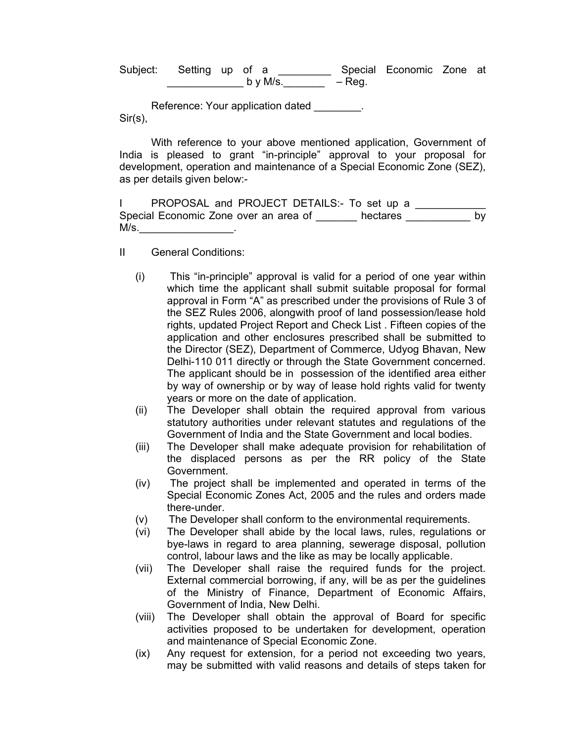Subject: Setting up of a _________ Special Economic Zone at _____________ b y M/s._______ – Reg.

Reference: Your application dated ________.

Sir(s),

With reference to your above mentioned application, Government of India is pleased to grant "in-principle" approval to your proposal for development, operation and maintenance of a Special Economic Zone (SEZ), as per details given below:-

I PROPOSAL and PROJECT DETAILS:- To set up a ____________ Special Economic Zone over an area of _______ hectares ___________ by M/s.________________.

II General Conditions:

(i) This "in-principle" approval is valid for a period of one year within which time the applicant shall submit suitable proposal for formal approval in Form "A" as prescribed under the provisions of Rule 3 of the SEZ Rules 2006, alongwith proof of land possession/lease hold rights, updated Project Report and Check List . Fifteen copies of the application and other enclosures prescribed shall be submitted to the Director (SEZ), Department of Commerce, Udyog Bhavan, New Delhi-110 011 directly or through the State Government concerned. The applicant should be in possession of the identified area either by way of ownership or by way of lease hold rights valid for twenty years or more on the date of application.

(ii) The Developer shall obtain the required approval from various statutory authorities under relevant statutes and regulations of the Government of India and the State Government and local bodies.

(iii) The Developer shall make adequate provision for rehabilitation of the displaced persons as per the RR policy of the State Government.

(iv) The project shall be implemented and operated in terms of the Special Economic Zones Act, 2005 and the rules and orders made there-under.

(v) The Developer shall conform to the environmental requirements.

(vi) The Developer shall abide by the local laws, rules, regulations or bye-laws in regard to area planning, sewerage disposal, pollution control, labour laws and the like as may be locally applicable.

(vii) The Developer shall raise the required funds for the project. External commercial borrowing, if any, will be as per the guidelines of the Ministry of Finance, Department of Economic Affairs, Government of India, New Delhi.

(viii) The Developer shall obtain the approval of Board for specific activities proposed to be undertaken for development, operation and maintenance of Special Economic Zone.

(ix) Any request for extension, for a period not exceeding two years, may be submitted with valid reasons and details of steps taken for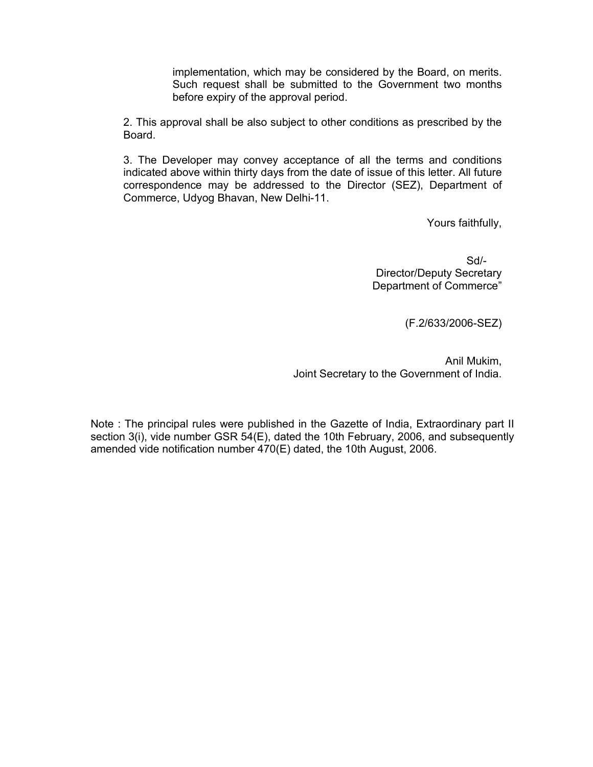implementation, which may be considered by the Board, on merits. Such request shall be submitted to the Government two months before expiry of the approval period.

2. This approval shall be also subject to other conditions as prescribed by the Board.

3. The Developer may convey acceptance of all the terms and conditions indicated above within thirty days from the date of issue of this letter. All future correspondence may be addressed to the Director (SEZ), Department of Commerce, Udyog Bhavan, New Delhi-11.

Yours faithfully,

Sd/-
Director/Deputy Secretary
Department of Commerce"

(F.2/633/2006-SEZ)

Anil Mukim,
Joint Secretary to the Government of India.

Note : The principal rules were published in the Gazette of India, Extraordinary part II section 3(i), vide number GSR 54(E), dated the 10th February, 2006, and subsequently amended vide notification number 470(E) dated, the 10th August, 2006.